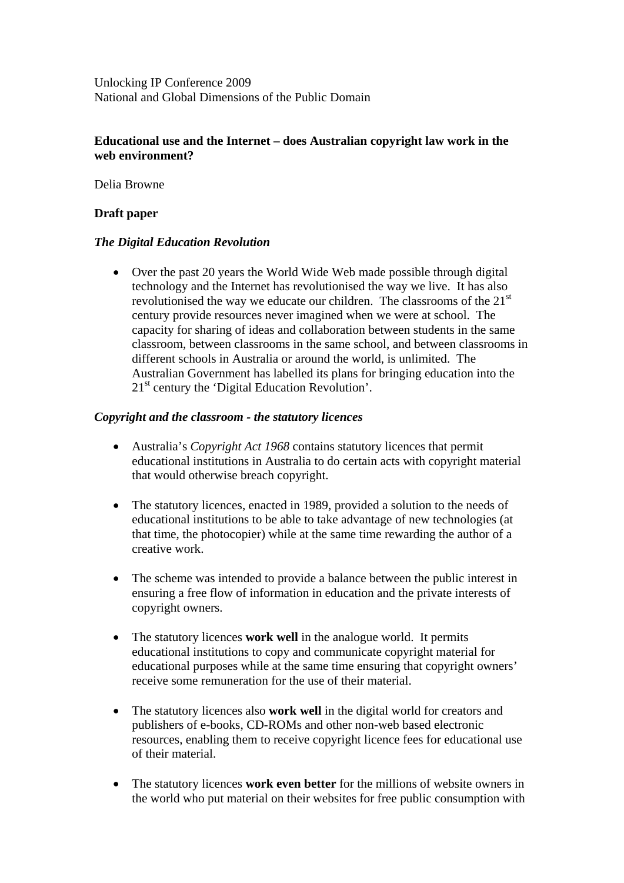Unlocking IP Conference 2009
National and Global Dimensions of the Public Domain

**Educational use and the Internet – does Australian copyright law work in the web environment?**

Delia Browne

**Draft paper**

***The Digital Education Revolution***

- Over the past 20 years the World Wide Web made possible through digital technology and the Internet has revolutionised the way we live. It has also revolutionised the way we educate our children. The classrooms of the 21st century provide resources never imagined when we were at school. The capacity for sharing of ideas and collaboration between students in the same classroom, between classrooms in the same school, and between classrooms in different schools in Australia or around the world, is unlimited. The Australian Government has labelled its plans for bringing education into the 21st century the 'Digital Education Revolution'.

***Copyright and the classroom - the statutory licences***

- Australia's *Copyright Act 1968* contains statutory licences that permit educational institutions in Australia to do certain acts with copyright material that would otherwise breach copyright.

- The statutory licences, enacted in 1989, provided a solution to the needs of educational institutions to be able to take advantage of new technologies (at that time, the photocopier) while at the same time rewarding the author of a creative work.

- The scheme was intended to provide a balance between the public interest in ensuring a free flow of information in education and the private interests of copyright owners.

- The statutory licences **work well** in the analogue world. It permits educational institutions to copy and communicate copyright material for educational purposes while at the same time ensuring that copyright owners' receive some remuneration for the use of their material.

- The statutory licences also **work well** in the digital world for creators and publishers of e-books, CD-ROMs and other non-web based electronic resources, enabling them to receive copyright licence fees for educational use of their material.

- The statutory licences **work even better** for the millions of website owners in the world who put material on their websites for free public consumption with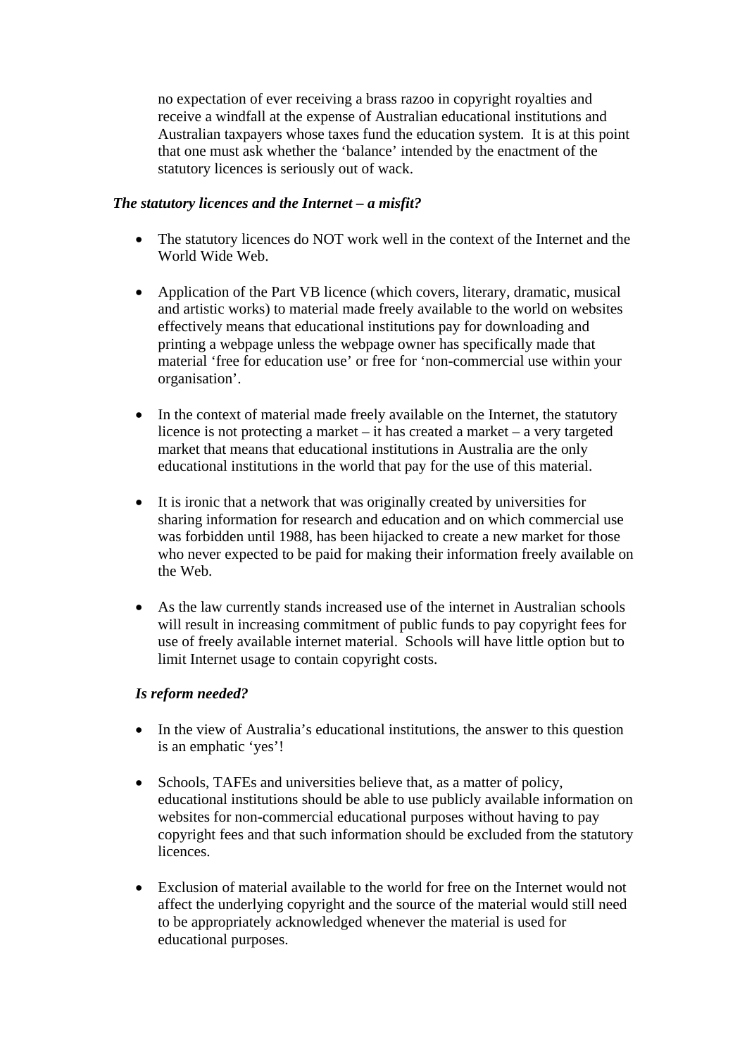no expectation of ever receiving a brass razoo in copyright royalties and receive a windfall at the expense of Australian educational institutions and Australian taxpayers whose taxes fund the education system. It is at this point that one must ask whether the 'balance' intended by the enactment of the statutory licences is seriously out of wack.

***The statutory licences and the Internet – a misfit?***

- The statutory licences do NOT work well in the context of the Internet and the World Wide Web.

- Application of the Part VB licence (which covers, literary, dramatic, musical and artistic works) to material made freely available to the world on websites effectively means that educational institutions pay for downloading and printing a webpage unless the webpage owner has specifically made that material 'free for education use' or free for 'non-commercial use within your organisation'.

- In the context of material made freely available on the Internet, the statutory licence is not protecting a market – it has created a market – a very targeted market that means that educational institutions in Australia are the only educational institutions in the world that pay for the use of this material.

- It is ironic that a network that was originally created by universities for sharing information for research and education and on which commercial use was forbidden until 1988, has been hijacked to create a new market for those who never expected to be paid for making their information freely available on the Web.

- As the law currently stands increased use of the internet in Australian schools will result in increasing commitment of public funds to pay copyright fees for use of freely available internet material. Schools will have little option but to limit Internet usage to contain copyright costs.

***Is reform needed?***

- In the view of Australia's educational institutions, the answer to this question is an emphatic 'yes'!

- Schools, TAFEs and universities believe that, as a matter of policy, educational institutions should be able to use publicly available information on websites for non-commercial educational purposes without having to pay copyright fees and that such information should be excluded from the statutory licences.

- Exclusion of material available to the world for free on the Internet would not affect the underlying copyright and the source of the material would still need to be appropriately acknowledged whenever the material is used for educational purposes.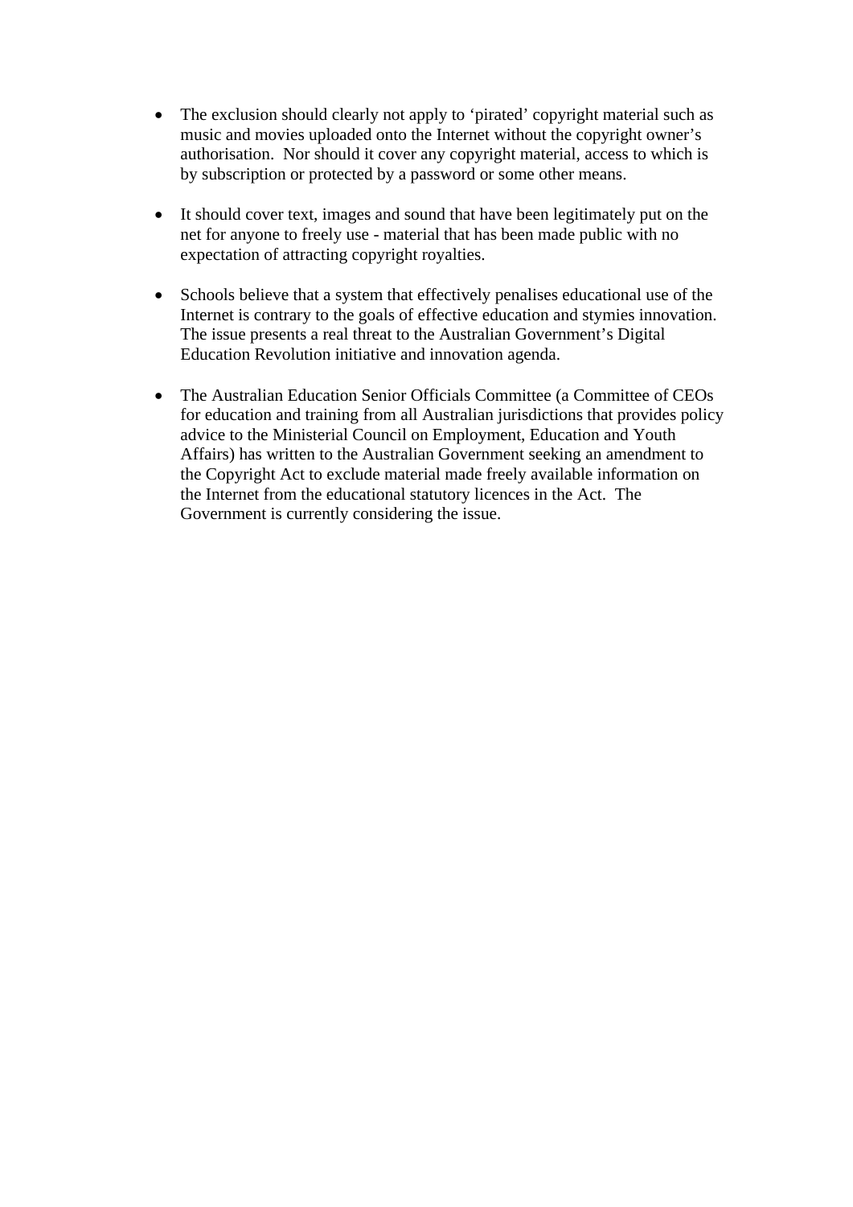- The exclusion should clearly not apply to 'pirated' copyright material such as music and movies uploaded onto the Internet without the copyright owner's authorisation. Nor should it cover any copyright material, access to which is by subscription or protected by a password or some other means.

- It should cover text, images and sound that have been legitimately put on the net for anyone to freely use - material that has been made public with no expectation of attracting copyright royalties.

- Schools believe that a system that effectively penalises educational use of the Internet is contrary to the goals of effective education and stymies innovation. The issue presents a real threat to the Australian Government's Digital Education Revolution initiative and innovation agenda.

- The Australian Education Senior Officials Committee (a Committee of CEOs for education and training from all Australian jurisdictions that provides policy advice to the Ministerial Council on Employment, Education and Youth Affairs) has written to the Australian Government seeking an amendment to the Copyright Act to exclude material made freely available information on the Internet from the educational statutory licences in the Act. The Government is currently considering the issue.